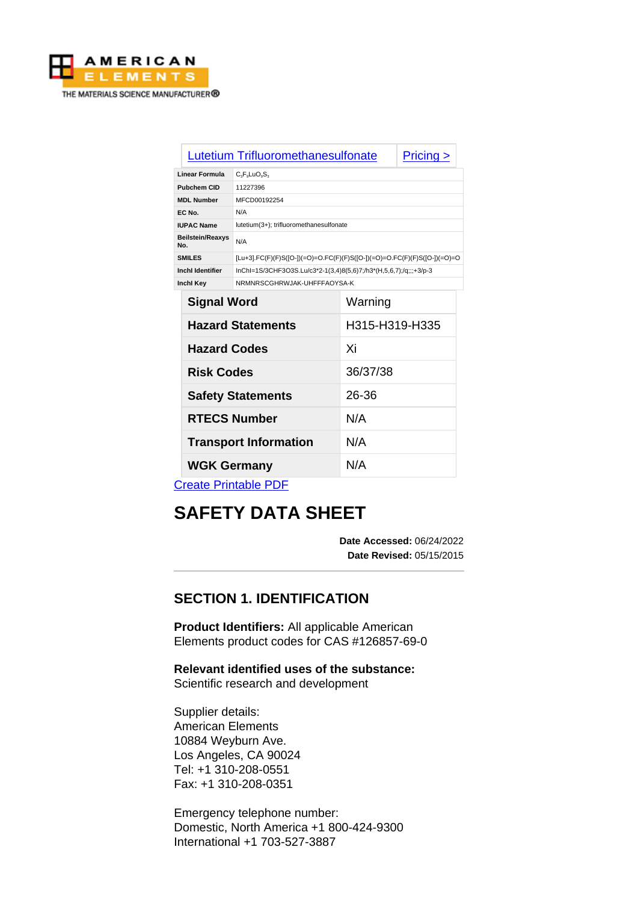AMERICAN ELEMENTS
THE MATERIALS SCIENCE MANUFACTURER®

| Lutetium Trifluoromethanesulfonate | Pricing > |
|---|---|
| Linear Formula | $C_3F_9LuO_9S_3$ |
| Pubchem CID | 11227396 |
| MDL Number | MFCD00192254 |
| EC No. | N/A |
| IUPAC Name | lutetium(3+); trifluoromethanesulfonate |
| Beilstein/Reaxys No. | N/A |
| SMILES | [Lu+3].FC(F)(F)S([O-])(=O)=O.FC(F)(F)S([O-])(=O)=O.FC(F)(F)S([O-])(=O)=O |
| Inchl Identifier | InChI=1S/3CHF3O3S.Lu/c3*2-1(3,4)8(5,6)7;/h3*(H,5,6,7);/q;;;+3/p-3 |
| Inchl Key | NRMNRSCGHRWJAK-UHFFFAOYSA-K |

| Signal Word | Warning |
|---|---|
| Hazard Statements | H315-H319-H335 |
| Hazard Codes | Xi |
| Risk Codes | 36/37/38 |
| Safety Statements | 26-36 |
| RTECS Number | N/A |
| Transport Information | N/A |
| WGK Germany | N/A |

Create Printable PDF

# SAFETY DATA SHEET

**Date Accessed:** 06/24/2022
**Date Revised:** 05/15/2015

## SECTION 1. IDENTIFICATION

**Product Identifiers:** All applicable American Elements product codes for CAS #126857-69-0

**Relevant identified uses of the substance:**
Scientific research and development

Supplier details:
American Elements
10884 Weyburn Ave.
Los Angeles, CA 90024
Tel: +1 310-208-0551
Fax: +1 310-208-0351

Emergency telephone number:
Domestic, North America +1 800-424-9300
International +1 703-527-3887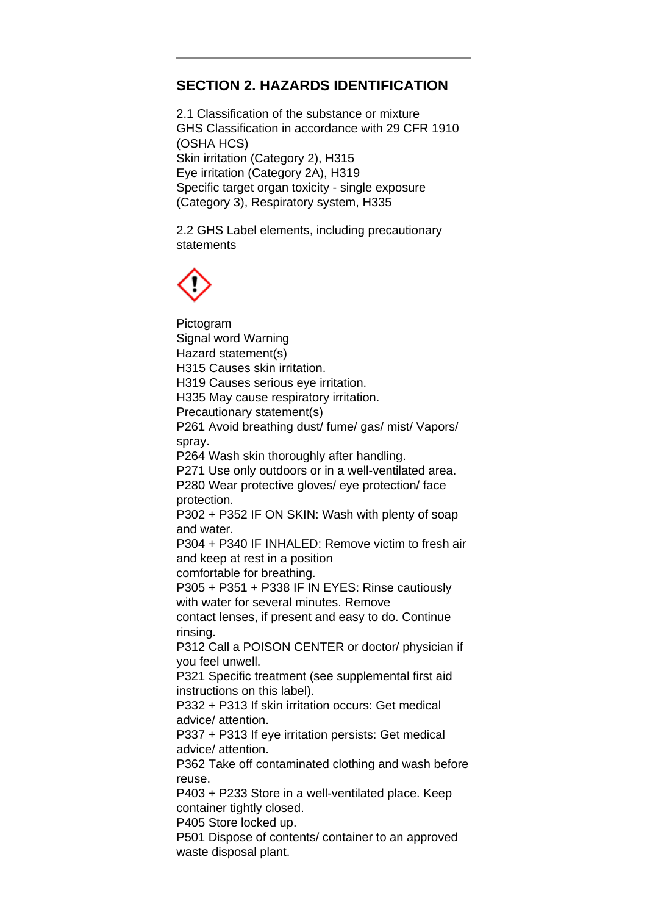## SECTION 2. HAZARDS IDENTIFICATION

2.1 Classification of the substance or mixture
GHS Classification in accordance with 29 CFR 1910 (OSHA HCS)
Skin irritation (Category 2), H315
Eye irritation (Category 2A), H319
Specific target organ toxicity - single exposure (Category 3), Respiratory system, H335

2.2 GHS Label elements, including precautionary statements

Pictogram
Signal word Warning
Hazard statement(s)
H315 Causes skin irritation.
H319 Causes serious eye irritation.
H335 May cause respiratory irritation.
Precautionary statement(s)
P261 Avoid breathing dust/ fume/ gas/ mist/ Vapors/ spray.
P264 Wash skin thoroughly after handling.
P271 Use only outdoors or in a well-ventilated area.
P280 Wear protective gloves/ eye protection/ face protection.
P302 + P352 IF ON SKIN: Wash with plenty of soap and water.
P304 + P340 IF INHALED: Remove victim to fresh air and keep at rest in a position comfortable for breathing.
P305 + P351 + P338 IF IN EYES: Rinse cautiously with water for several minutes. Remove contact lenses, if present and easy to do. Continue rinsing.
P312 Call a POISON CENTER or doctor/ physician if you feel unwell.
P321 Specific treatment (see supplemental first aid instructions on this label).
P332 + P313 If skin irritation occurs: Get medical advice/ attention.
P337 + P313 If eye irritation persists: Get medical advice/ attention.
P362 Take off contaminated clothing and wash before reuse.
P403 + P233 Store in a well-ventilated place. Keep container tightly closed.
P405 Store locked up.
P501 Dispose of contents/ container to an approved waste disposal plant.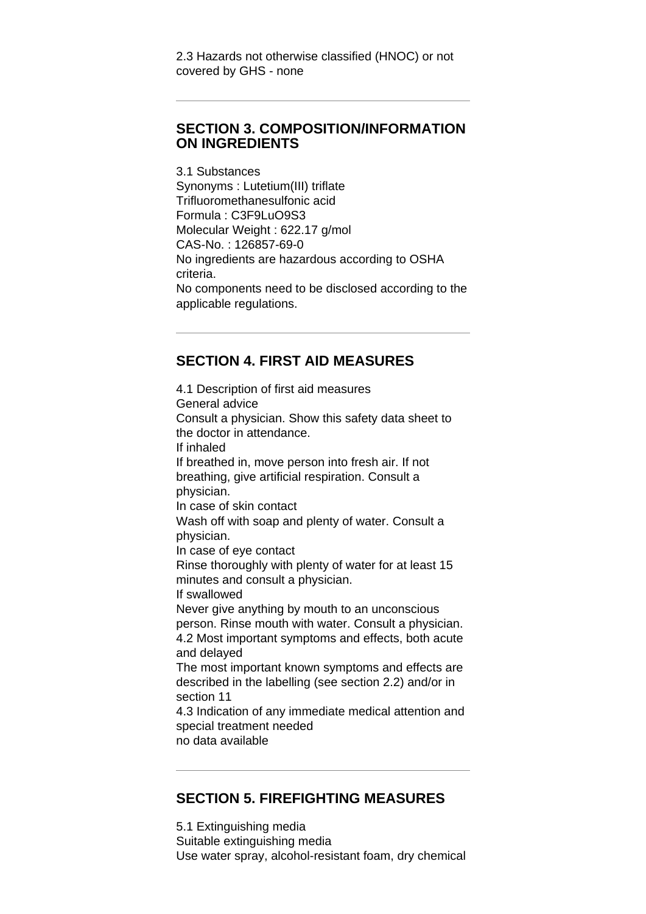2.3 Hazards not otherwise classified (HNOC) or not covered by GHS - none

## SECTION 3. COMPOSITION/INFORMATION ON INGREDIENTS

3.1 Substances
Synonyms : Lutetium(III) triflate
Trifluoromethanesulfonic acid
Formula : $C_3F_9LuO_9S_3$
Molecular Weight : 622.17 g/mol
CAS-No. : 126857-69-0
No ingredients are hazardous according to OSHA criteria.
No components need to be disclosed according to the applicable regulations.

## SECTION 4. FIRST AID MEASURES

4.1 Description of first aid measures
General advice
Consult a physician. Show this safety data sheet to the doctor in attendance.
If inhaled
If breathed in, move person into fresh air. If not breathing, give artificial respiration. Consult a physician.
In case of skin contact
Wash off with soap and plenty of water. Consult a physician.
In case of eye contact
Rinse thoroughly with plenty of water for at least 15 minutes and consult a physician.
If swallowed
Never give anything by mouth to an unconscious person. Rinse mouth with water. Consult a physician.
4.2 Most important symptoms and effects, both acute and delayed
The most important known symptoms and effects are described in the labelling (see section 2.2) and/or in section 11
4.3 Indication of any immediate medical attention and special treatment needed
no data available

## SECTION 5. FIREFIGHTING MEASURES

5.1 Extinguishing media
Suitable extinguishing media
Use water spray, alcohol-resistant foam, dry chemical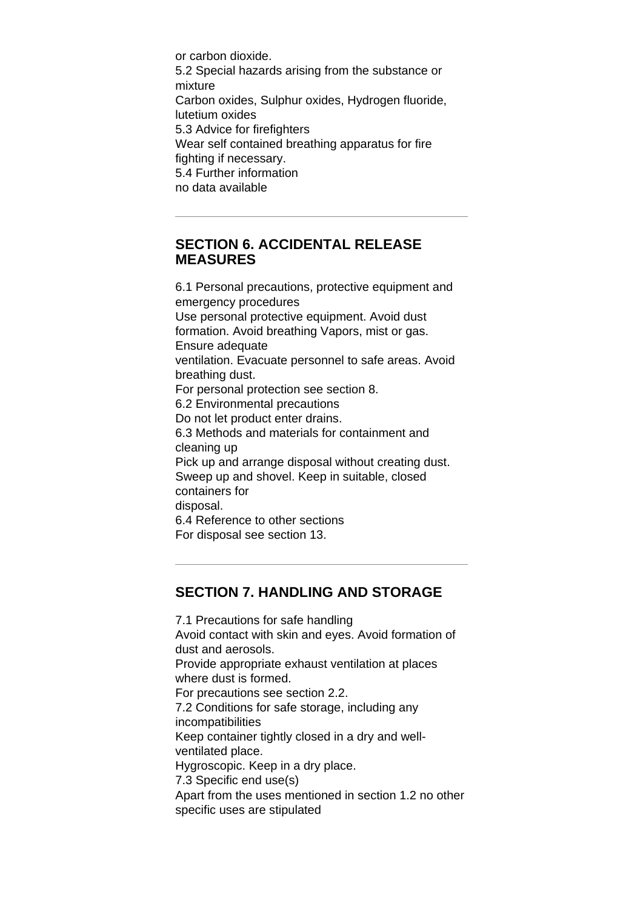or carbon dioxide.

5.2 Special hazards arising from the substance or mixture

Carbon oxides, Sulphur oxides, Hydrogen fluoride, lutetium oxides

5.3 Advice for firefighters

Wear self contained breathing apparatus for fire fighting if necessary.

5.4 Further information

no data available

---

## SECTION 6. ACCIDENTAL RELEASE MEASURES

6.1 Personal precautions, protective equipment and emergency procedures

Use personal protective equipment. Avoid dust formation. Avoid breathing Vapors, mist or gas. Ensure adequate
ventilation. Evacuate personnel to safe areas. Avoid breathing dust.

For personal protection see section 8.

6.2 Environmental precautions

Do not let product enter drains.

6.3 Methods and materials for containment and cleaning up

Pick up and arrange disposal without creating dust. Sweep up and shovel. Keep in suitable, closed containers for
disposal.

6.4 Reference to other sections

For disposal see section 13.

---

## SECTION 7. HANDLING AND STORAGE

7.1 Precautions for safe handling

Avoid contact with skin and eyes. Avoid formation of dust and aerosols.

Provide appropriate exhaust ventilation at places where dust is formed.

For precautions see section 2.2.

7.2 Conditions for safe storage, including any incompatibilities

Keep container tightly closed in a dry and well-ventilated place.

Hygroscopic. Keep in a dry place.

7.3 Specific end use(s)

Apart from the uses mentioned in section 1.2 no other specific uses are stipulated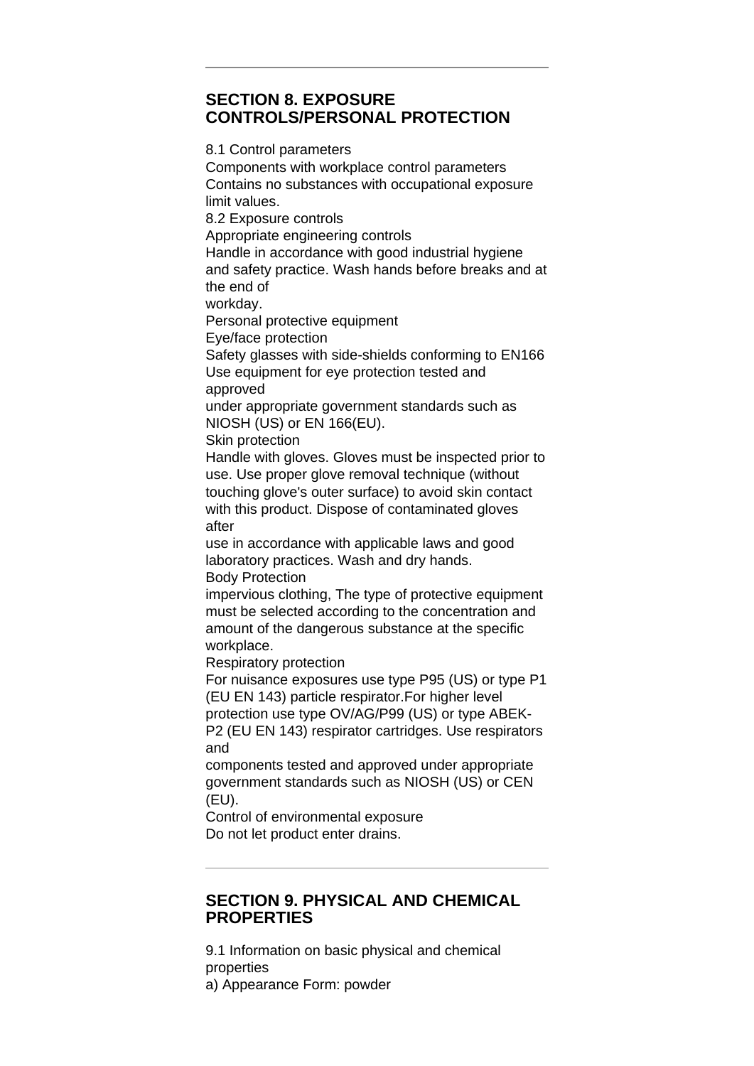---

## SECTION 8. EXPOSURE CONTROLS/PERSONAL PROTECTION

8.1 Control parameters
Components with workplace control parameters
Contains no substances with occupational exposure limit values.
8.2 Exposure controls
Appropriate engineering controls
Handle in accordance with good industrial hygiene and safety practice. Wash hands before breaks and at the end of workday.
Personal protective equipment
Eye/face protection
Safety glasses with side-shields conforming to EN166 Use equipment for eye protection tested and approved under appropriate government standards such as NIOSH (US) or EN 166(EU).
Skin protection
Handle with gloves. Gloves must be inspected prior to use. Use proper glove removal technique (without touching glove's outer surface) to avoid skin contact with this product. Dispose of contaminated gloves after use in accordance with applicable laws and good laboratory practices. Wash and dry hands.
Body Protection
impervious clothing, The type of protective equipment must be selected according to the concentration and amount of the dangerous substance at the specific workplace.
Respiratory protection
For nuisance exposures use type P95 (US) or type P1 (EU EN 143) particle respirator.For higher level protection use type OV/AG/P99 (US) or type ABEK-P2 (EU EN 143) respirator cartridges. Use respirators and components tested and approved under appropriate government standards such as NIOSH (US) or CEN (EU).
Control of environmental exposure
Do not let product enter drains.

---

## SECTION 9. PHYSICAL AND CHEMICAL PROPERTIES

9.1 Information on basic physical and chemical properties
a) Appearance Form: powder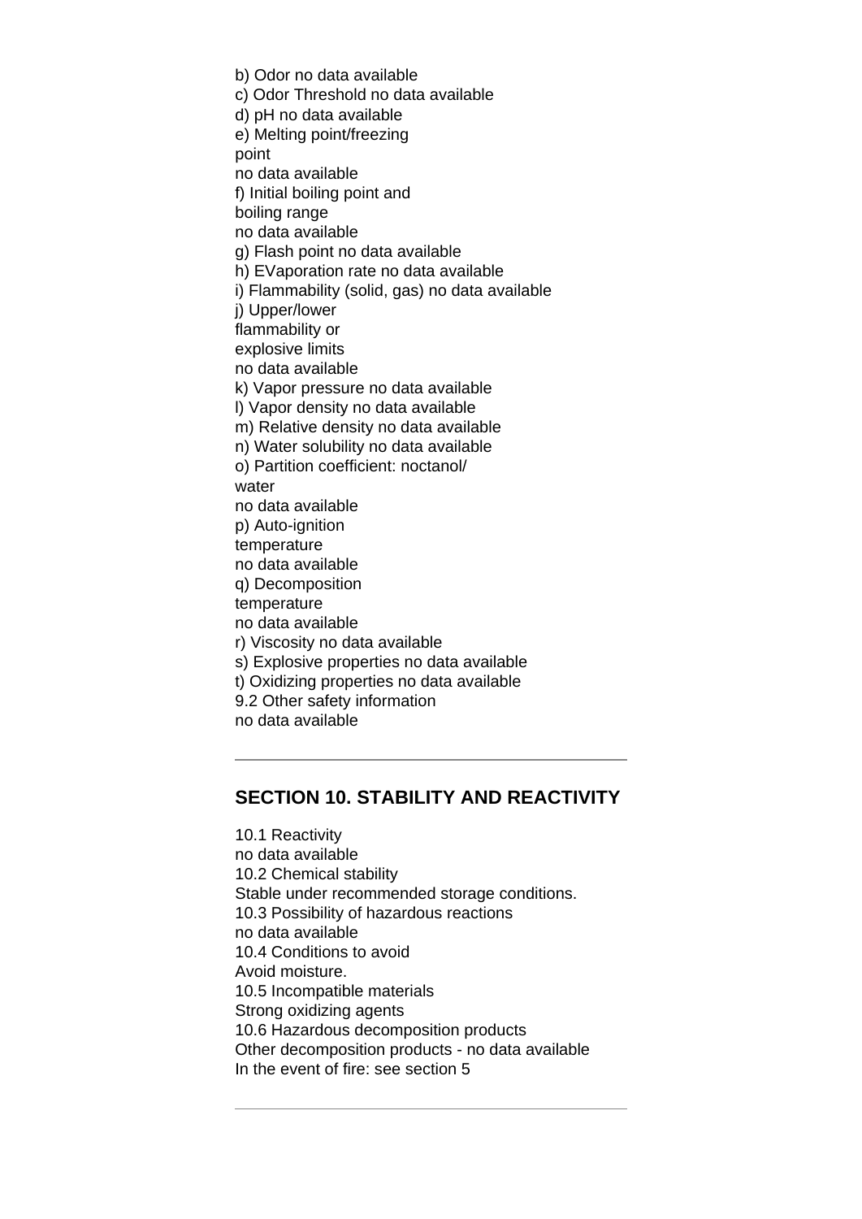b) Odor no data available
c) Odor Threshold no data available
d) pH no data available
e) Melting point/freezing point
no data available
f) Initial boiling point and boiling range
no data available
g) Flash point no data available
h) EVaporation rate no data available
i) Flammability (solid, gas) no data available
j) Upper/lower flammability or explosive limits
no data available
k) Vapor pressure no data available
l) Vapor density no data available
m) Relative density no data available
n) Water solubility no data available
o) Partition coefficient: noctanol/water
no data available
p) Auto-ignition temperature
no data available
q) Decomposition temperature
no data available
r) Viscosity no data available
s) Explosive properties no data available
t) Oxidizing properties no data available
9.2 Other safety information
no data available

---

## SECTION 10. STABILITY AND REACTIVITY

10.1 Reactivity
no data available
10.2 Chemical stability
Stable under recommended storage conditions.
10.3 Possibility of hazardous reactions
no data available
10.4 Conditions to avoid
Avoid moisture.
10.5 Incompatible materials
Strong oxidizing agents
10.6 Hazardous decomposition products
Other decomposition products - no data available
In the event of fire: see section 5

---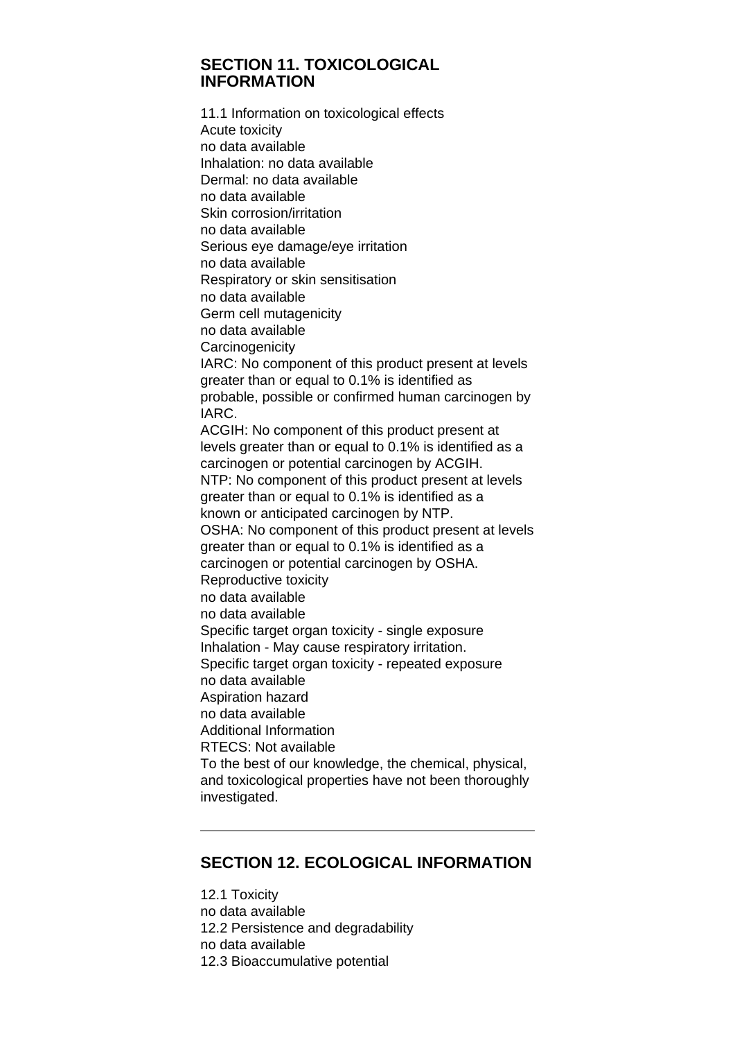## SECTION 11. TOXICOLOGICAL INFORMATION

11.1 Information on toxicological effects
Acute toxicity
no data available
Inhalation: no data available
Dermal: no data available
no data available
Skin corrosion/irritation
no data available
Serious eye damage/eye irritation
no data available
Respiratory or skin sensitisation
no data available
Germ cell mutagenicity
no data available
Carcinogenicity
IARC: No component of this product present at levels greater than or equal to 0.1% is identified as probable, possible or confirmed human carcinogen by IARC.
ACGIH: No component of this product present at levels greater than or equal to 0.1% is identified as a carcinogen or potential carcinogen by ACGIH.
NTP: No component of this product present at levels greater than or equal to 0.1% is identified as a known or anticipated carcinogen by NTP.
OSHA: No component of this product present at levels greater than or equal to 0.1% is identified as a carcinogen or potential carcinogen by OSHA.
Reproductive toxicity
no data available
no data available
Specific target organ toxicity - single exposure
Inhalation - May cause respiratory irritation.
Specific target organ toxicity - repeated exposure
no data available
Aspiration hazard
no data available
Additional Information
RTECS: Not available
To the best of our knowledge, the chemical, physical, and toxicological properties have not been thoroughly investigated.

---

## SECTION 12. ECOLOGICAL INFORMATION

12.1 Toxicity
no data available
12.2 Persistence and degradability
no data available
12.3 Bioaccumulative potential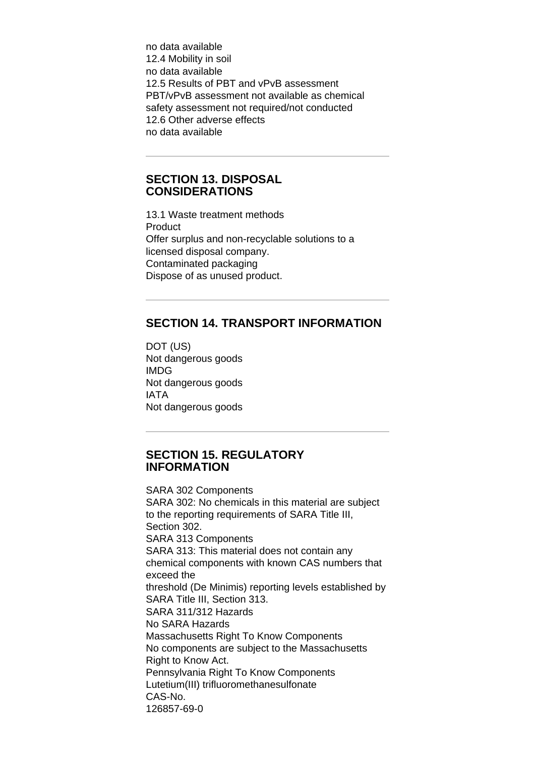no data available
12.4 Mobility in soil
no data available
12.5 Results of PBT and vPvB assessment
PBT/vPvB assessment not available as chemical safety assessment not required/not conducted
12.6 Other adverse effects
no data available

---

## SECTION 13. DISPOSAL CONSIDERATIONS

13.1 Waste treatment methods
Product
Offer surplus and non-recyclable solutions to a licensed disposal company.
Contaminated packaging
Dispose of as unused product.

---

## SECTION 14. TRANSPORT INFORMATION

DOT (US)
Not dangerous goods
IMDG
Not dangerous goods
IATA
Not dangerous goods

---

## SECTION 15. REGULATORY INFORMATION

SARA 302 Components
SARA 302: No chemicals in this material are subject to the reporting requirements of SARA Title III, Section 302.
SARA 313 Components
SARA 313: This material does not contain any chemical components with known CAS numbers that exceed the
threshold (De Minimis) reporting levels established by SARA Title III, Section 313.
SARA 311/312 Hazards
No SARA Hazards
Massachusetts Right To Know Components
No components are subject to the Massachusetts Right to Know Act.
Pennsylvania Right To Know Components
Lutetium(III) trifluoromethanesulfonate
CAS-No.
126857-69-0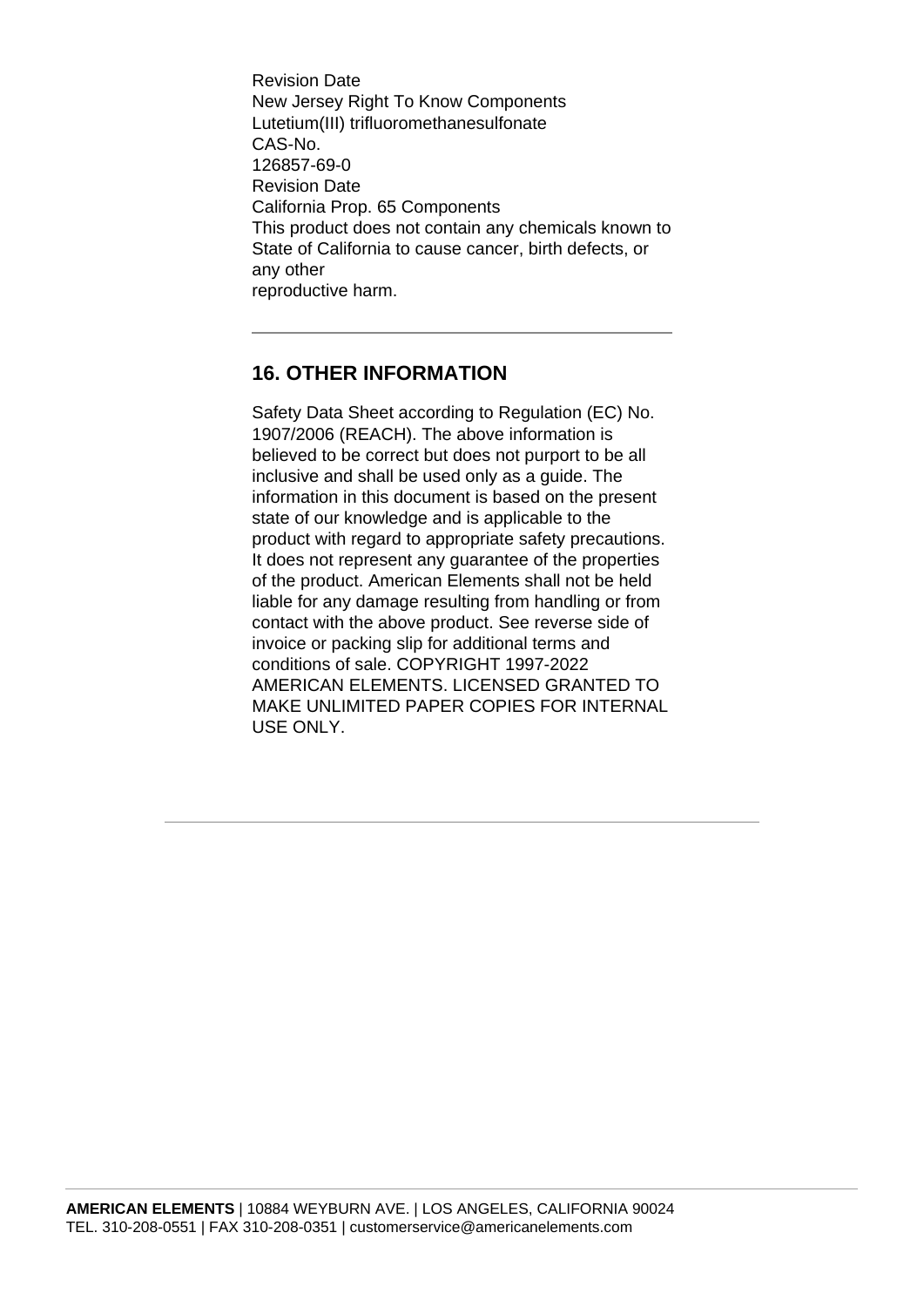Revision Date
New Jersey Right To Know Components
Lutetium(III) trifluoromethanesulfonate
CAS-No.
126857-69-0
Revision Date
California Prop. 65 Components
This product does not contain any chemicals known to State of California to cause cancer, birth defects, or any other
reproductive harm.

---

## 16. OTHER INFORMATION

Safety Data Sheet according to Regulation (EC) No. 1907/2006 (REACH). The above information is believed to be correct but does not purport to be all inclusive and shall be used only as a guide. The information in this document is based on the present state of our knowledge and is applicable to the product with regard to appropriate safety precautions. It does not represent any guarantee of the properties of the product. American Elements shall not be held liable for any damage resulting from handling or from contact with the above product. See reverse side of invoice or packing slip for additional terms and conditions of sale. COPYRIGHT 1997-2022 AMERICAN ELEMENTS. LICENSED GRANTED TO MAKE UNLIMITED PAPER COPIES FOR INTERNAL USE ONLY.